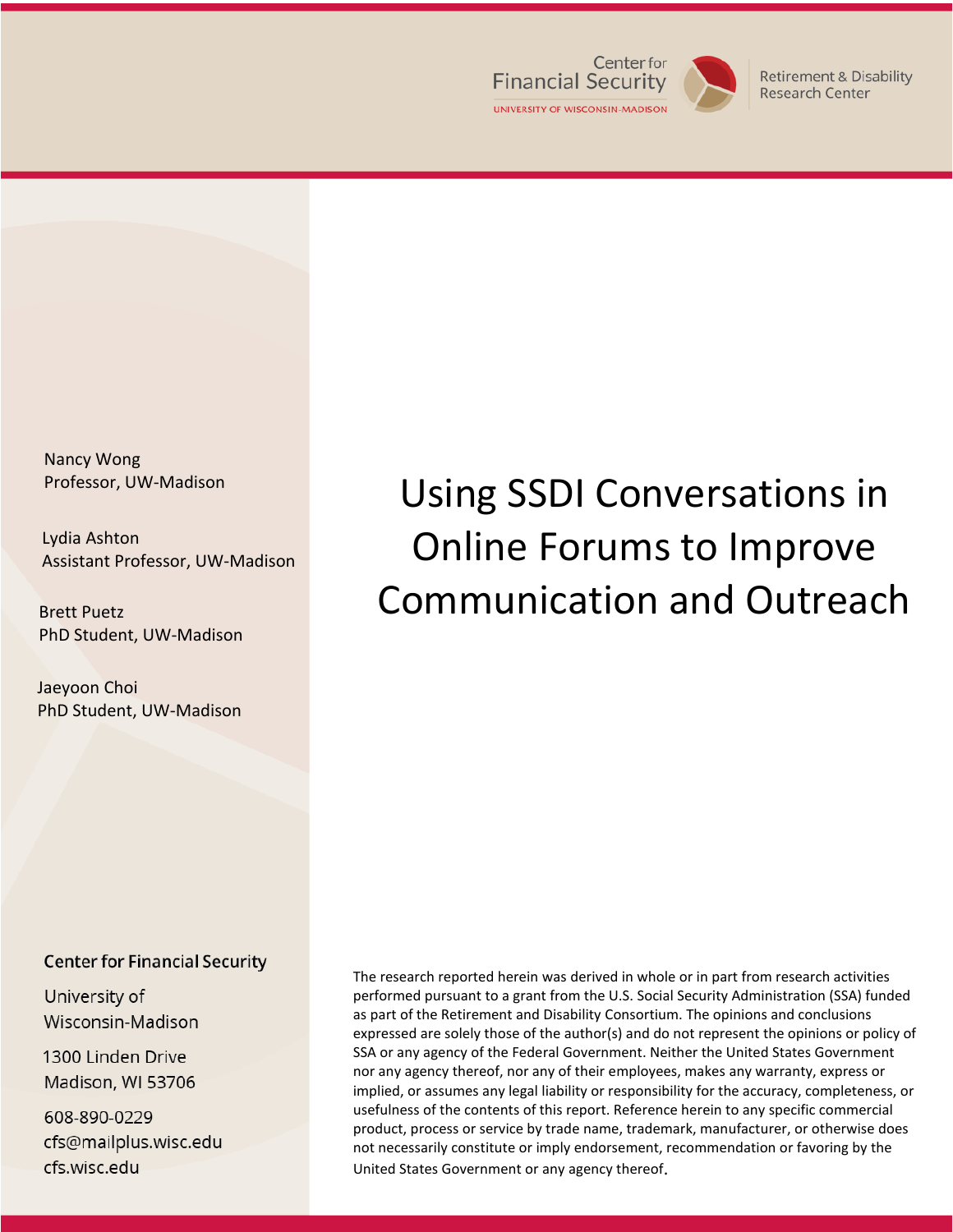Center for Financial Security
UNIVERSITY OF WISCONSIN-MADISON

Retirement & Disability Research Center

# Using SSDI Conversations in Online Forums to Improve Communication and Outreach

Nancy Wong
Professor, UW-Madison

Lydia Ashton
Assistant Professor, UW-Madison

Brett Puetz
PhD Student, UW-Madison

Jaeyoon Choi
PhD Student, UW-Madison

**Center for Financial Security**

University of Wisconsin-Madison

1300 Linden Drive
Madison, WI 53706

608-890-0229
cfs@mailplus.wisc.edu
cfs.wisc.edu

The research reported herein was derived in whole or in part from research activities performed pursuant to a grant from the U.S. Social Security Administration (SSA) funded as part of the Retirement and Disability Consortium. The opinions and conclusions expressed are solely those of the author(s) and do not represent the opinions or policy of SSA or any agency of the Federal Government. Neither the United States Government nor any agency thereof, nor any of their employees, makes any warranty, express or implied, or assumes any legal liability or responsibility for the accuracy, completeness, or usefulness of the contents of this report. Reference herein to any specific commercial product, process or service by trade name, trademark, manufacturer, or otherwise does not necessarily constitute or imply endorsement, recommendation or favoring by the United States Government or any agency thereof.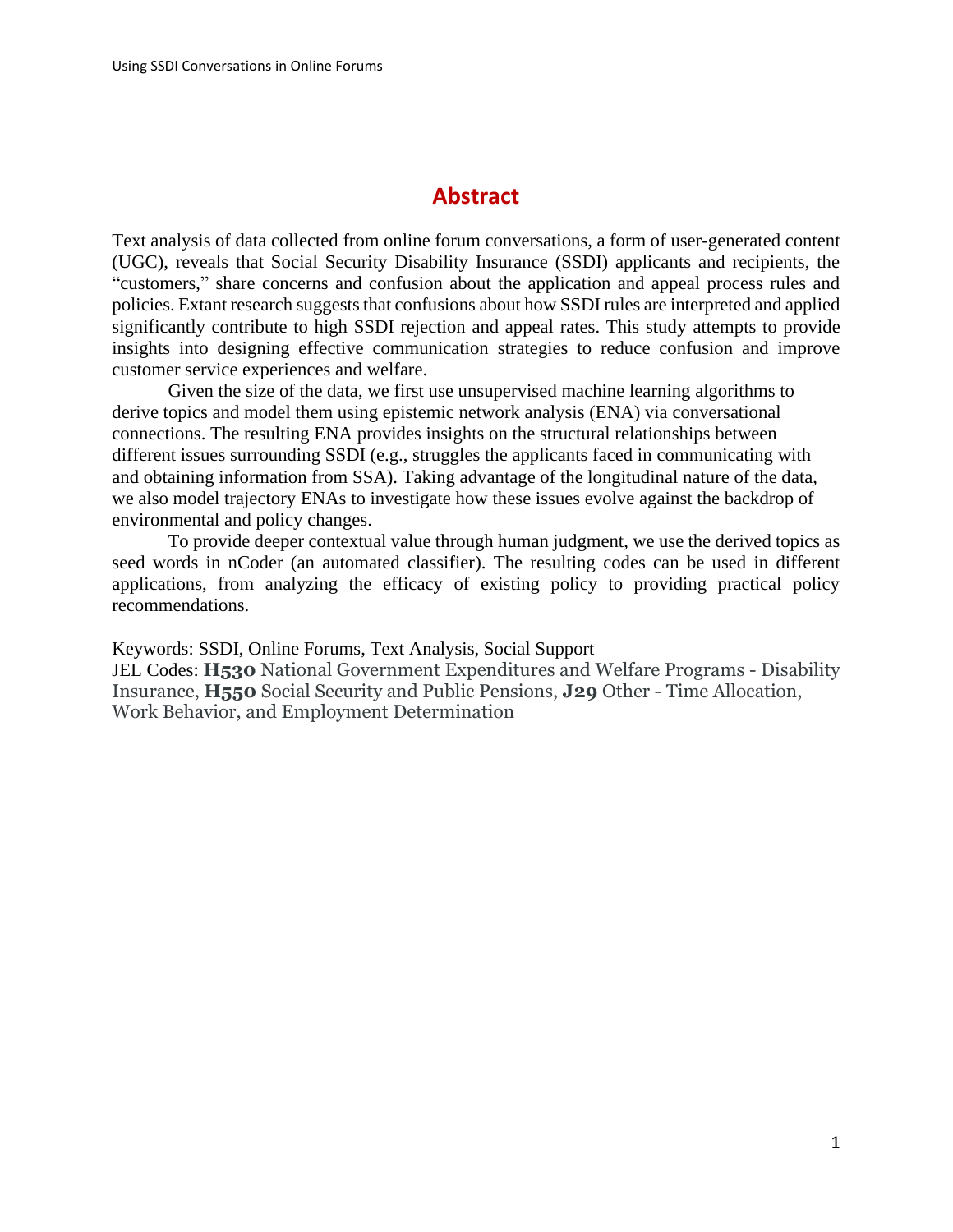# Abstract

Text analysis of data collected from online forum conversations, a form of user-generated content (UGC), reveals that Social Security Disability Insurance (SSDI) applicants and recipients, the "customers," share concerns and confusion about the application and appeal process rules and policies. Extant research suggests that confusions about how SSDI rules are interpreted and applied significantly contribute to high SSDI rejection and appeal rates. This study attempts to provide insights into designing effective communication strategies to reduce confusion and improve customer service experiences and welfare.

Given the size of the data, we first use unsupervised machine learning algorithms to derive topics and model them using epistemic network analysis (ENA) via conversational connections. The resulting ENA provides insights on the structural relationships between different issues surrounding SSDI (e.g., struggles the applicants faced in communicating with and obtaining information from SSA). Taking advantage of the longitudinal nature of the data, we also model trajectory ENAs to investigate how these issues evolve against the backdrop of environmental and policy changes.

To provide deeper contextual value through human judgment, we use the derived topics as seed words in nCoder (an automated classifier). The resulting codes can be used in different applications, from analyzing the efficacy of existing policy to providing practical policy recommendations.

Keywords: SSDI, Online Forums, Text Analysis, Social Support

JEL Codes: **H530** National Government Expenditures and Welfare Programs - Disability Insurance, **H550** Social Security and Public Pensions, **J29** Other - Time Allocation, Work Behavior, and Employment Determination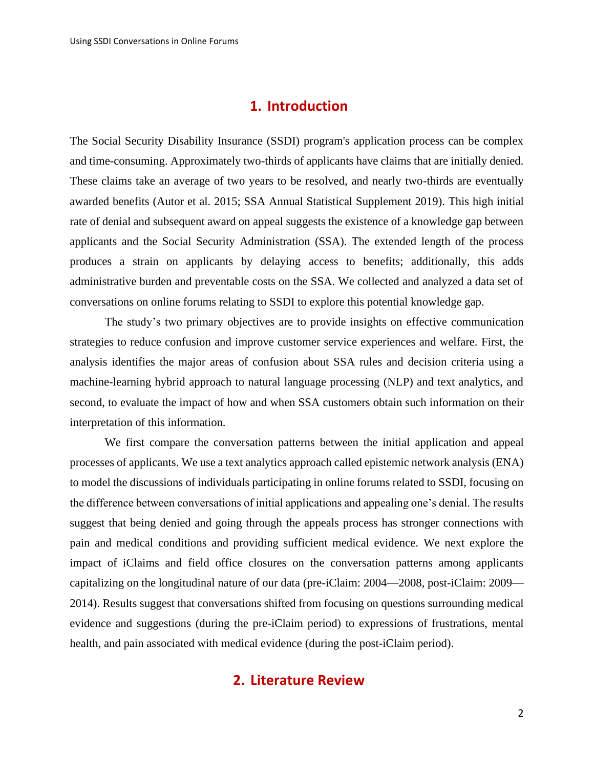## 1. Introduction

The Social Security Disability Insurance (SSDI) program's application process can be complex and time-consuming. Approximately two-thirds of applicants have claims that are initially denied. These claims take an average of two years to be resolved, and nearly two-thirds are eventually awarded benefits (Autor et al. 2015; SSA Annual Statistical Supplement 2019). This high initial rate of denial and subsequent award on appeal suggests the existence of a knowledge gap between applicants and the Social Security Administration (SSA). The extended length of the process produces a strain on applicants by delaying access to benefits; additionally, this adds administrative burden and preventable costs on the SSA. We collected and analyzed a data set of conversations on online forums relating to SSDI to explore this potential knowledge gap.

The study's two primary objectives are to provide insights on effective communication strategies to reduce confusion and improve customer service experiences and welfare. First, the analysis identifies the major areas of confusion about SSA rules and decision criteria using a machine-learning hybrid approach to natural language processing (NLP) and text analytics, and second, to evaluate the impact of how and when SSA customers obtain such information on their interpretation of this information.

We first compare the conversation patterns between the initial application and appeal processes of applicants. We use a text analytics approach called epistemic network analysis (ENA) to model the discussions of individuals participating in online forums related to SSDI, focusing on the difference between conversations of initial applications and appealing one's denial. The results suggest that being denied and going through the appeals process has stronger connections with pain and medical conditions and providing sufficient medical evidence. We next explore the impact of iClaims and field office closures on the conversation patterns among applicants capitalizing on the longitudinal nature of our data (pre-iClaim: 2004—2008, post-iClaim: 2009—2014). Results suggest that conversations shifted from focusing on questions surrounding medical evidence and suggestions (during the pre-iClaim period) to expressions of frustrations, mental health, and pain associated with medical evidence (during the post-iClaim period).

## 2. Literature Review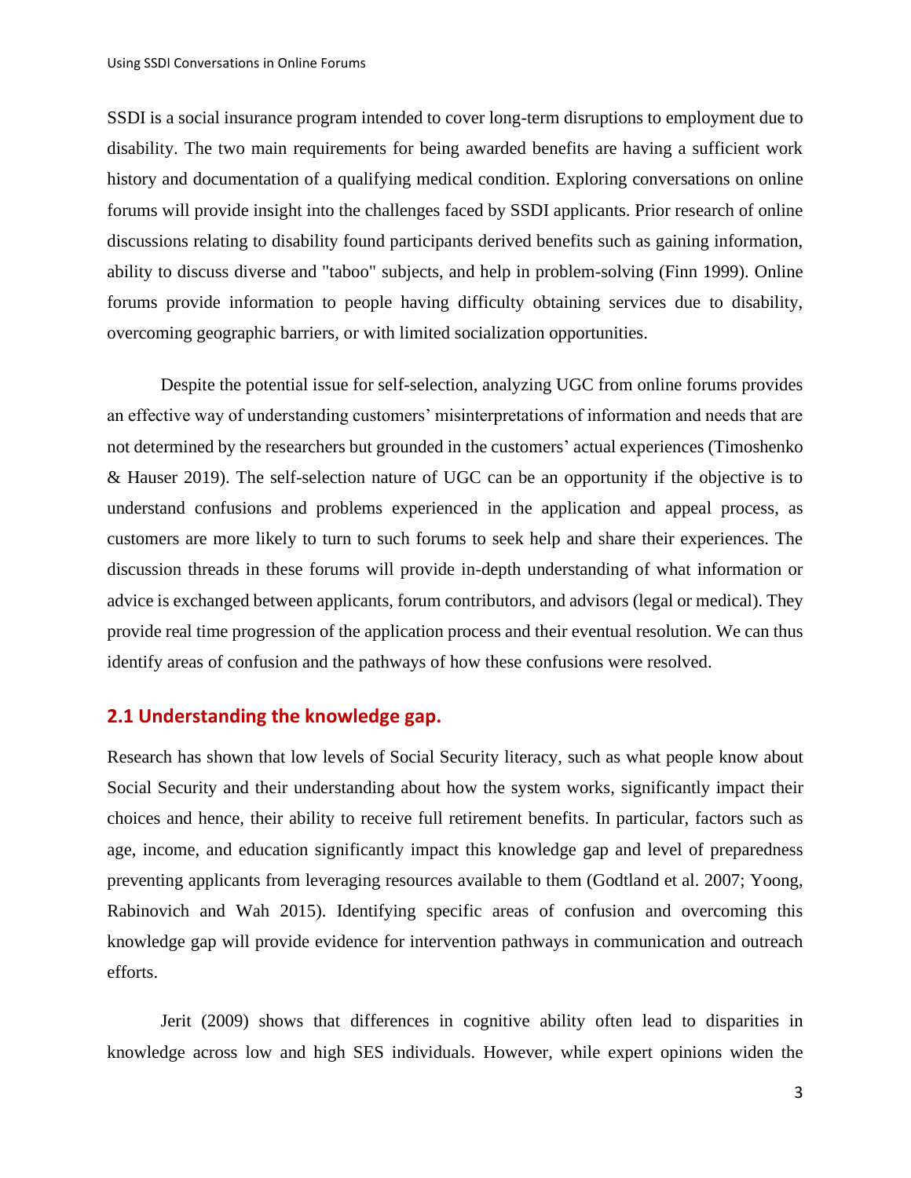SSDI is a social insurance program intended to cover long-term disruptions to employment due to disability. The two main requirements for being awarded benefits are having a sufficient work history and documentation of a qualifying medical condition. Exploring conversations on online forums will provide insight into the challenges faced by SSDI applicants. Prior research of online discussions relating to disability found participants derived benefits such as gaining information, ability to discuss diverse and "taboo" subjects, and help in problem-solving (Finn 1999). Online forums provide information to people having difficulty obtaining services due to disability, overcoming geographic barriers, or with limited socialization opportunities.

Despite the potential issue for self-selection, analyzing UGC from online forums provides an effective way of understanding customers' misinterpretations of information and needs that are not determined by the researchers but grounded in the customers' actual experiences (Timoshenko & Hauser 2019). The self-selection nature of UGC can be an opportunity if the objective is to understand confusions and problems experienced in the application and appeal process, as customers are more likely to turn to such forums to seek help and share their experiences. The discussion threads in these forums will provide in-depth understanding of what information or advice is exchanged between applicants, forum contributors, and advisors (legal or medical). They provide real time progression of the application process and their eventual resolution. We can thus identify areas of confusion and the pathways of how these confusions were resolved.

## 2.1 Understanding the knowledge gap.

Research has shown that low levels of Social Security literacy, such as what people know about Social Security and their understanding about how the system works, significantly impact their choices and hence, their ability to receive full retirement benefits. In particular, factors such as age, income, and education significantly impact this knowledge gap and level of preparedness preventing applicants from leveraging resources available to them (Godtland et al. 2007; Yoong, Rabinovich and Wah 2015). Identifying specific areas of confusion and overcoming this knowledge gap will provide evidence for intervention pathways in communication and outreach efforts.

Jerit (2009) shows that differences in cognitive ability often lead to disparities in knowledge across low and high SES individuals. However, while expert opinions widen the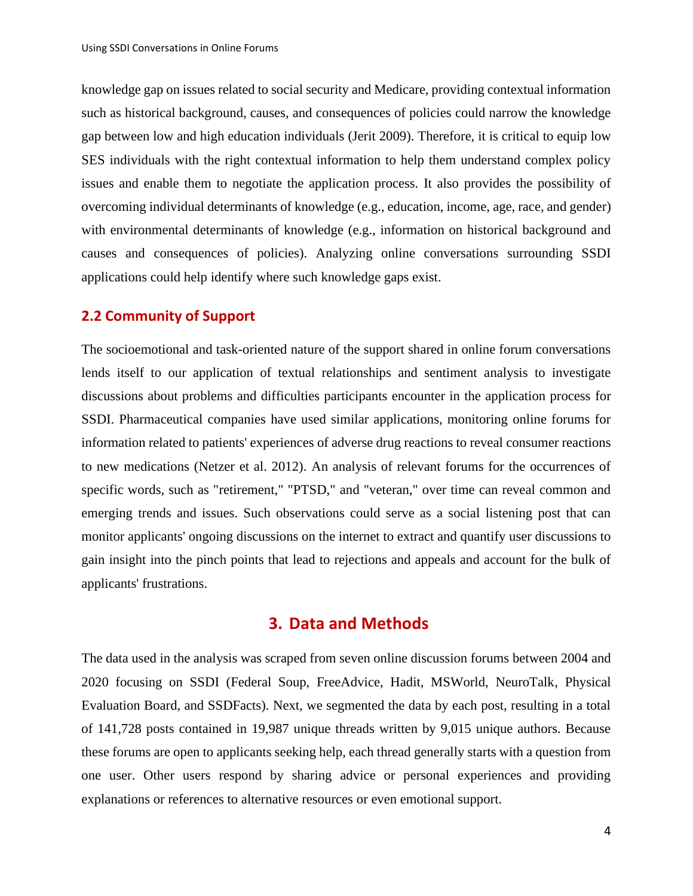knowledge gap on issues related to social security and Medicare, providing contextual information such as historical background, causes, and consequences of policies could narrow the knowledge gap between low and high education individuals (Jerit 2009). Therefore, it is critical to equip low SES individuals with the right contextual information to help them understand complex policy issues and enable them to negotiate the application process. It also provides the possibility of overcoming individual determinants of knowledge (e.g., education, income, age, race, and gender) with environmental determinants of knowledge (e.g., information on historical background and causes and consequences of policies). Analyzing online conversations surrounding SSDI applications could help identify where such knowledge gaps exist.

### 2.2 Community of Support

The socioemotional and task-oriented nature of the support shared in online forum conversations lends itself to our application of textual relationships and sentiment analysis to investigate discussions about problems and difficulties participants encounter in the application process for SSDI. Pharmaceutical companies have used similar applications, monitoring online forums for information related to patients' experiences of adverse drug reactions to reveal consumer reactions to new medications (Netzer et al. 2012). An analysis of relevant forums for the occurrences of specific words, such as "retirement," "PTSD," and "veteran," over time can reveal common and emerging trends and issues. Such observations could serve as a social listening post that can monitor applicants' ongoing discussions on the internet to extract and quantify user discussions to gain insight into the pinch points that lead to rejections and appeals and account for the bulk of applicants' frustrations.

## 3. Data and Methods

The data used in the analysis was scraped from seven online discussion forums between 2004 and 2020 focusing on SSDI (Federal Soup, FreeAdvice, Hadit, MSWorld, NeuroTalk, Physical Evaluation Board, and SSDFacts). Next, we segmented the data by each post, resulting in a total of 141,728 posts contained in 19,987 unique threads written by 9,015 unique authors. Because these forums are open to applicants seeking help, each thread generally starts with a question from one user. Other users respond by sharing advice or personal experiences and providing explanations or references to alternative resources or even emotional support.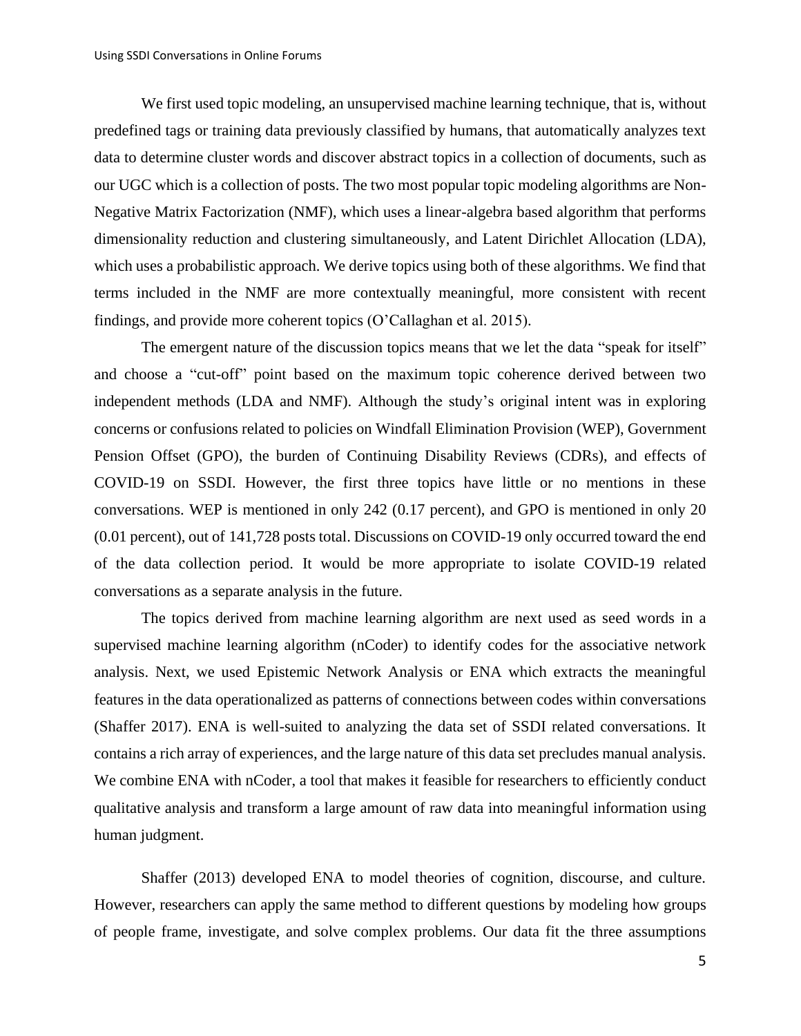We first used topic modeling, an unsupervised machine learning technique, that is, without predefined tags or training data previously classified by humans, that automatically analyzes text data to determine cluster words and discover abstract topics in a collection of documents, such as our UGC which is a collection of posts. The two most popular topic modeling algorithms are Non-Negative Matrix Factorization (NMF), which uses a linear-algebra based algorithm that performs dimensionality reduction and clustering simultaneously, and Latent Dirichlet Allocation (LDA), which uses a probabilistic approach. We derive topics using both of these algorithms. We find that terms included in the NMF are more contextually meaningful, more consistent with recent findings, and provide more coherent topics (O'Callaghan et al. 2015).

The emergent nature of the discussion topics means that we let the data "speak for itself" and choose a "cut-off" point based on the maximum topic coherence derived between two independent methods (LDA and NMF). Although the study's original intent was in exploring concerns or confusions related to policies on Windfall Elimination Provision (WEP), Government Pension Offset (GPO), the burden of Continuing Disability Reviews (CDRs), and effects of COVID-19 on SSDI. However, the first three topics have little or no mentions in these conversations. WEP is mentioned in only 242 (0.17 percent), and GPO is mentioned in only 20 (0.01 percent), out of 141,728 posts total. Discussions on COVID-19 only occurred toward the end of the data collection period. It would be more appropriate to isolate COVID-19 related conversations as a separate analysis in the future.

The topics derived from machine learning algorithm are next used as seed words in a supervised machine learning algorithm (nCoder) to identify codes for the associative network analysis. Next, we used Epistemic Network Analysis or ENA which extracts the meaningful features in the data operationalized as patterns of connections between codes within conversations (Shaffer 2017). ENA is well-suited to analyzing the data set of SSDI related conversations. It contains a rich array of experiences, and the large nature of this data set precludes manual analysis. We combine ENA with nCoder, a tool that makes it feasible for researchers to efficiently conduct qualitative analysis and transform a large amount of raw data into meaningful information using human judgment.

Shaffer (2013) developed ENA to model theories of cognition, discourse, and culture. However, researchers can apply the same method to different questions by modeling how groups of people frame, investigate, and solve complex problems. Our data fit the three assumptions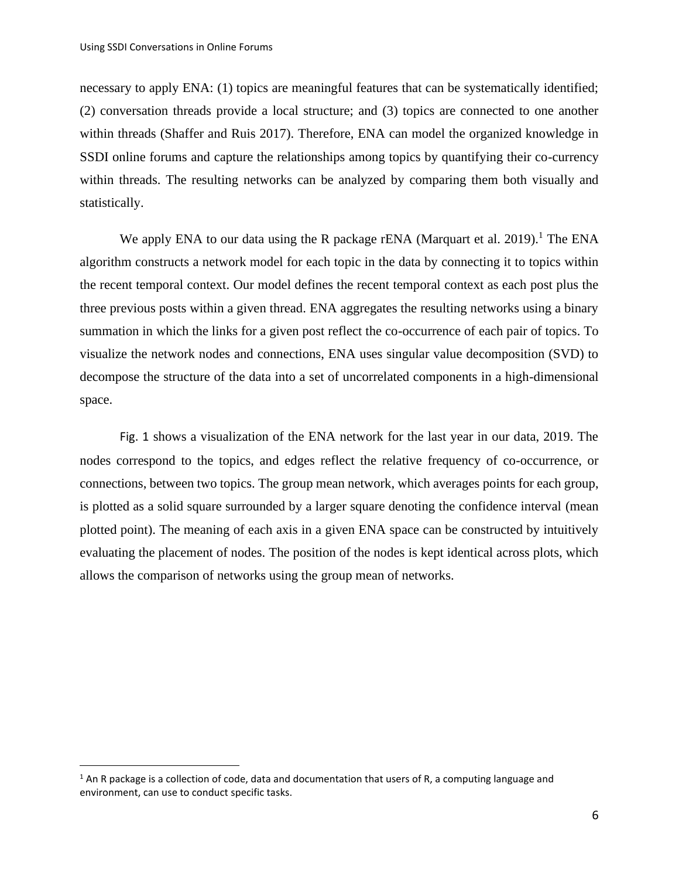necessary to apply ENA: (1) topics are meaningful features that can be systematically identified; (2) conversation threads provide a local structure; and (3) topics are connected to one another within threads (Shaffer and Ruis 2017). Therefore, ENA can model the organized knowledge in SSDI online forums and capture the relationships among topics by quantifying their co-currency within threads. The resulting networks can be analyzed by comparing them both visually and statistically.

We apply ENA to our data using the R package rENA (Marquart et al. 2019).[1] The ENA algorithm constructs a network model for each topic in the data by connecting it to topics within the recent temporal context. Our model defines the recent temporal context as each post plus the three previous posts within a given thread. ENA aggregates the resulting networks using a binary summation in which the links for a given post reflect the co-occurrence of each pair of topics. To visualize the network nodes and connections, ENA uses singular value decomposition (SVD) to decompose the structure of the data into a set of uncorrelated components in a high-dimensional space.

Fig. 1 shows a visualization of the ENA network for the last year in our data, 2019. The nodes correspond to the topics, and edges reflect the relative frequency of co-occurrence, or connections, between two topics. The group mean network, which averages points for each group, is plotted as a solid square surrounded by a larger square denoting the confidence interval (mean plotted point). The meaning of each axis in a given ENA space can be constructed by intuitively evaluating the placement of nodes. The position of the nodes is kept identical across plots, which allows the comparison of networks using the group mean of networks.

[1] An R package is a collection of code, data and documentation that users of R, a computing language and environment, can use to conduct specific tasks.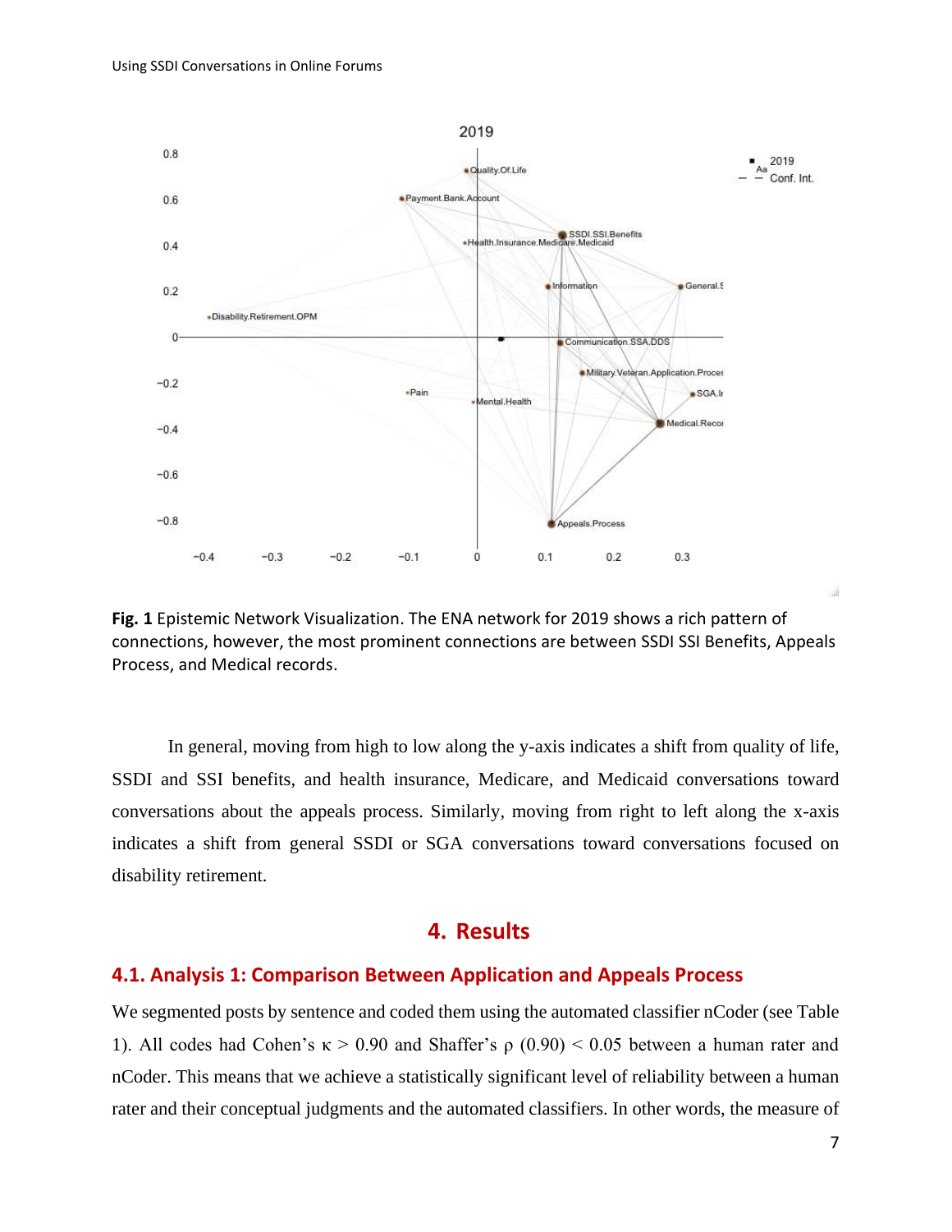**Fig. 1** Epistemic Network Visualization. The ENA network for 2019 shows a rich pattern of connections, however, the most prominent connections are between SSDI SSI Benefits, Appeals Process, and Medical records.

In general, moving from high to low along the y-axis indicates a shift from quality of life, SSDI and SSI benefits, and health insurance, Medicare, and Medicaid conversations toward conversations about the appeals process. Similarly, moving from right to left along the x-axis indicates a shift from general SSDI or SGA conversations toward conversations focused on disability retirement.

# 4. Results

## 4.1. Analysis 1: Comparison Between Application and Appeals Process

We segmented posts by sentence and coded them using the automated classifier nCoder (see Table 1). All codes had Cohen's $\kappa > 0.90$ and Shaffer's $\rho\ (0.90) < 0.05$ between a human rater and nCoder. This means that we achieve a statistically significant level of reliability between a human rater and their conceptual judgments and the automated classifiers. In other words, the measure of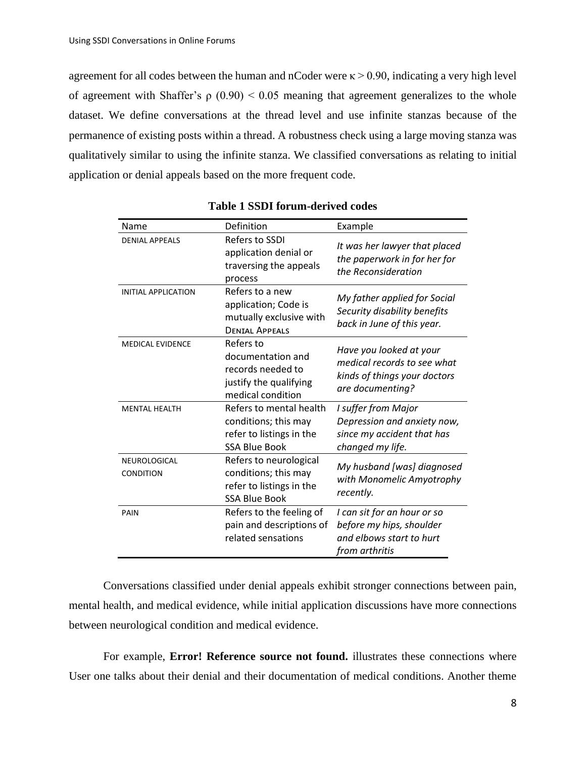agreement for all codes between the human and nCoder were $\kappa > 0.90$, indicating a very high level of agreement with Shaffer's $\rho$ (0.90) $< 0.05$ meaning that agreement generalizes to the whole dataset. We define conversations at the thread level and use infinite stanzas because of the permanence of existing posts within a thread. A robustness check using a large moving stanza was qualitatively similar to using the infinite stanza. We classified conversations as relating to initial application or denial appeals based on the more frequent code.

**Table 1 SSDI forum-derived codes**

| Name | Definition | Example |
|---|---|---|
| DENIAL APPEALS | Refers to SSDI application denial or traversing the appeals process | *It was her lawyer that placed the paperwork in for her for the Reconsideration* |
| INITIAL APPLICATION | Refers to a new application; Code is mutually exclusive with DENIAL APPEALS | *My father applied for Social Security disability benefits back in June of this year.* |
| MEDICAL EVIDENCE | Refers to documentation and records needed to justify the qualifying medical condition | *Have you looked at your medical records to see what kinds of things your doctors are documenting?* |
| MENTAL HEALTH | Refers to mental health conditions; this may refer to listings in the SSA Blue Book | *I suffer from Major Depression and anxiety now, since my accident that has changed my life.* |
| NEUROLOGICAL CONDITION | Refers to neurological conditions; this may refer to listings in the SSA Blue Book | *My husband [was] diagnosed with Monomelic Amyotrophy recently.* |
| PAIN | Refers to the feeling of pain and descriptions of related sensations | *I can sit for an hour or so before my hips, shoulder and elbows start to hurt from arthritis* |

Conversations classified under denial appeals exhibit stronger connections between pain, mental health, and medical evidence, while initial application discussions have more connections between neurological condition and medical evidence.

For example, **Error! Reference source not found.** illustrates these connections where User one talks about their denial and their documentation of medical conditions. Another theme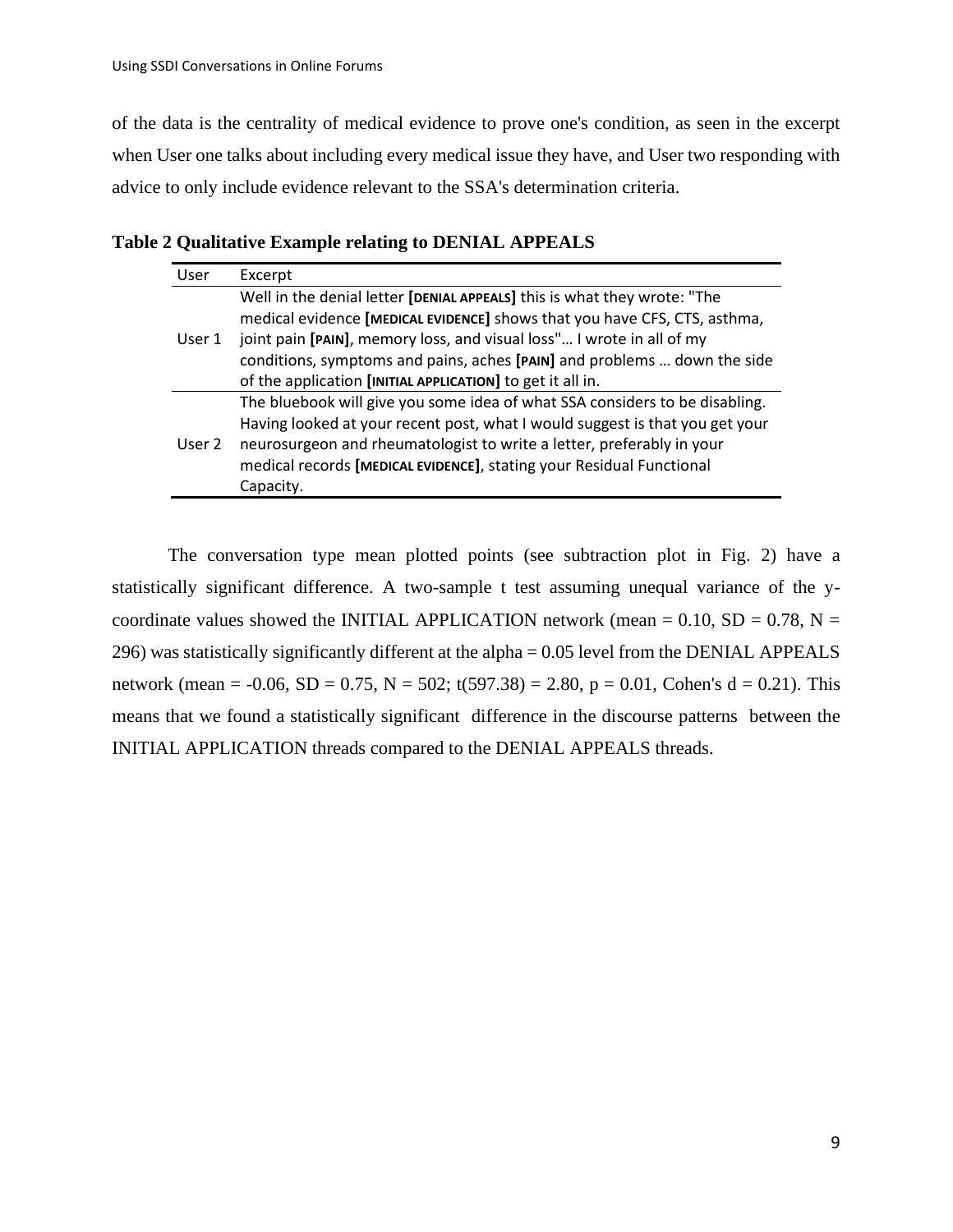of the data is the centrality of medical evidence to prove one's condition, as seen in the excerpt when User one talks about including every medical issue they have, and User two responding with advice to only include evidence relevant to the SSA's determination criteria.

**Table 2 Qualitative Example relating to DENIAL APPEALS**

| User | Excerpt |
| --- | --- |
| User 1 | Well in the denial letter **[DENIAL APPEALS]** this is what they wrote: "The medical evidence **[MEDICAL EVIDENCE]** shows that you have CFS, CTS, asthma, joint pain **[PAIN]**, memory loss, and visual loss"… I wrote in all of my conditions, symptoms and pains, aches **[PAIN]** and problems … down the side of the application **[INITIAL APPLICATION]** to get it all in. |
| User 2 | The bluebook will give you some idea of what SSA considers to be disabling. Having looked at your recent post, what I would suggest is that you get your neurosurgeon and rheumatologist to write a letter, preferably in your medical records **[MEDICAL EVIDENCE]**, stating your Residual Functional Capacity. |

The conversation type mean plotted points (see subtraction plot in Fig. 2) have a statistically significant difference. A two-sample t test assuming unequal variance of the y-coordinate values showed the INITIAL APPLICATION network (mean = 0.10, SD = 0.78, N = 296) was statistically significantly different at the alpha = 0.05 level from the DENIAL APPEALS network (mean = -0.06, SD = 0.75, N = 502; $t(597.38) = 2.80$, $p = 0.01$, Cohen's $d = 0.21$). This means that we found a statistically significant difference in the discourse patterns between the INITIAL APPLICATION threads compared to the DENIAL APPEALS threads.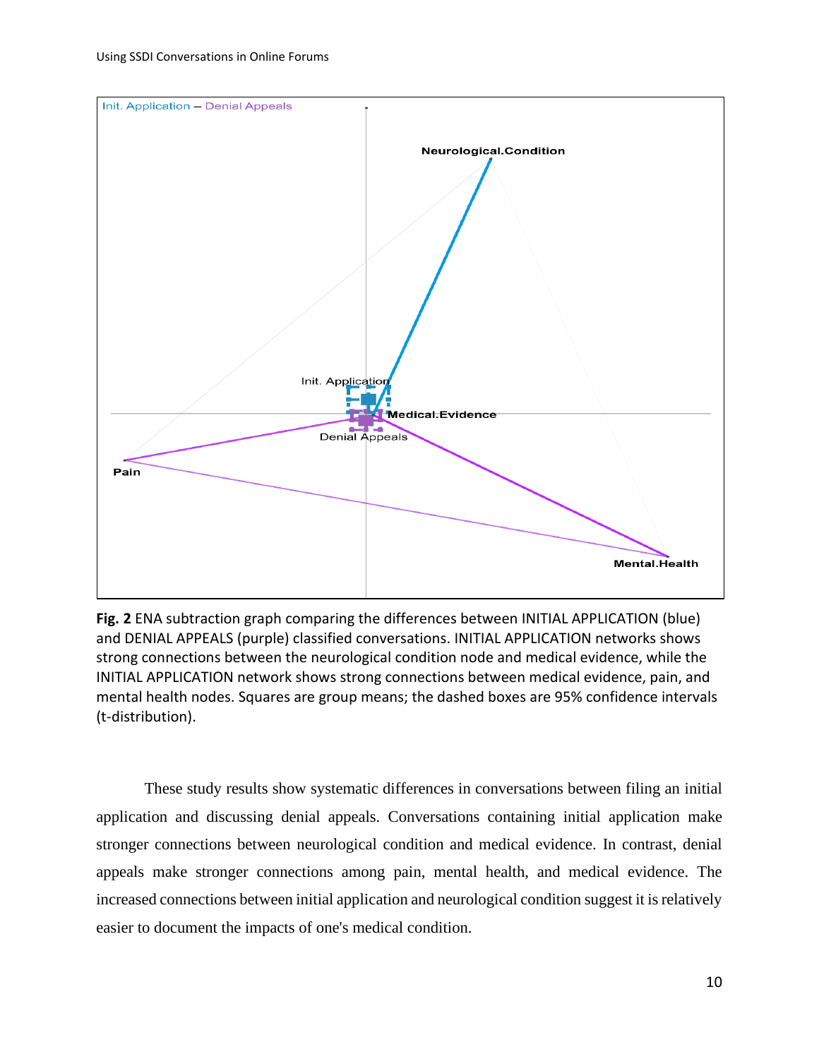**Fig. 2** ENA subtraction graph comparing the differences between INITIAL APPLICATION (blue) and DENIAL APPEALS (purple) classified conversations. INITIAL APPLICATION networks shows strong connections between the neurological condition node and medical evidence, while the INITIAL APPLICATION network shows strong connections between medical evidence, pain, and mental health nodes. Squares are group means; the dashed boxes are 95% confidence intervals (t-distribution).

These study results show systematic differences in conversations between filing an initial application and discussing denial appeals. Conversations containing initial application make stronger connections between neurological condition and medical evidence. In contrast, denial appeals make stronger connections among pain, mental health, and medical evidence. The increased connections between initial application and neurological condition suggest it is relatively easier to document the impacts of one's medical condition.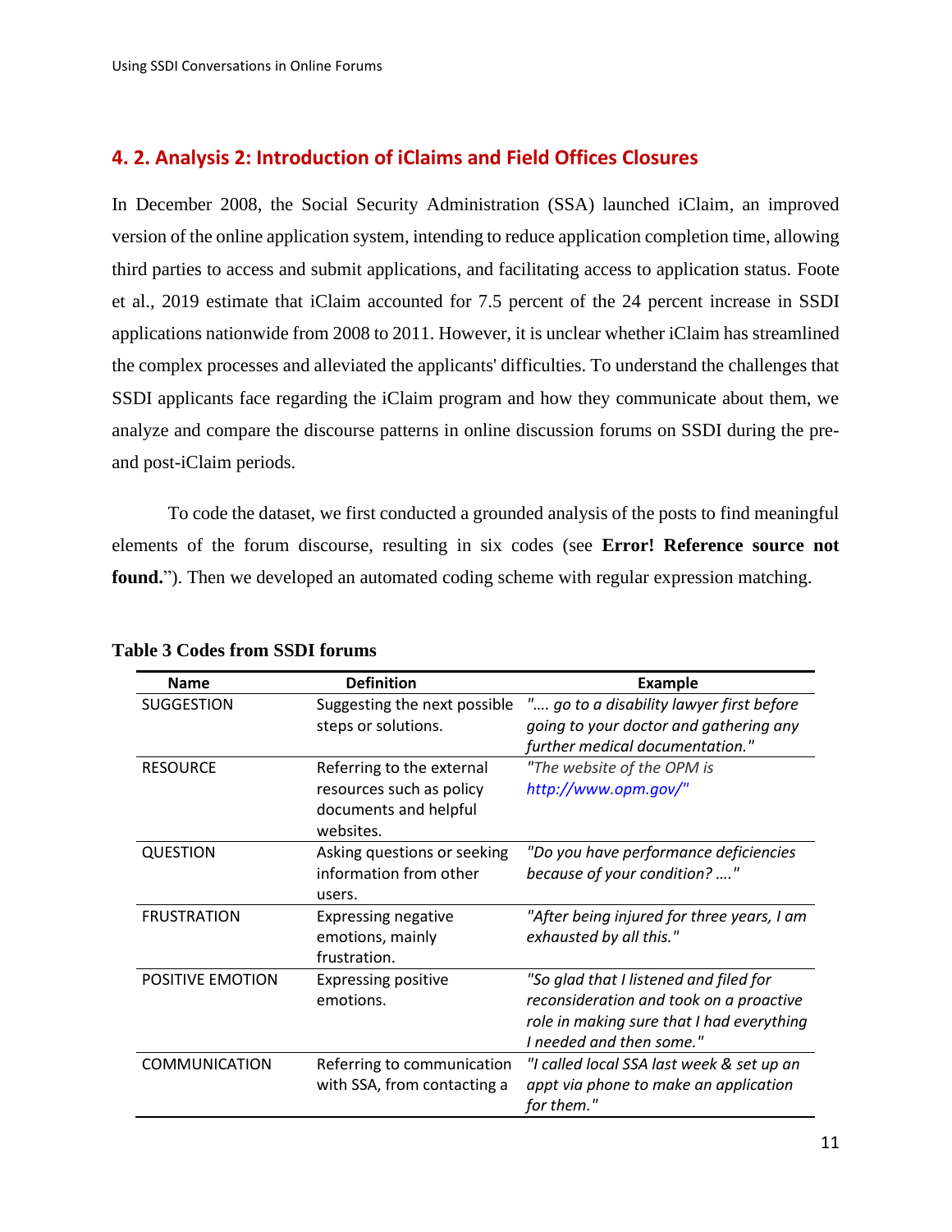## 4. 2. Analysis 2: Introduction of iClaims and Field Offices Closures

In December 2008, the Social Security Administration (SSA) launched iClaim, an improved version of the online application system, intending to reduce application completion time, allowing third parties to access and submit applications, and facilitating access to application status. Foote et al., 2019 estimate that iClaim accounted for 7.5 percent of the 24 percent increase in SSDI applications nationwide from 2008 to 2011. However, it is unclear whether iClaim has streamlined the complex processes and alleviated the applicants' difficulties. To understand the challenges that SSDI applicants face regarding the iClaim program and how they communicate about them, we analyze and compare the discourse patterns in online discussion forums on SSDI during the pre- and post-iClaim periods.

To code the dataset, we first conducted a grounded analysis of the posts to find meaningful elements of the forum discourse, resulting in six codes (see **Error! Reference source not found.**”). Then we developed an automated coding scheme with regular expression matching.

**Table 3 Codes from SSDI forums**

| Name | Definition | Example |
|---|---|---|
| SUGGESTION | Suggesting the next possible steps or solutions. | *"…. go to a disability lawyer first before going to your doctor and gathering any further medical documentation."* |
| RESOURCE | Referring to the external resources such as policy documents and helpful websites. | *"The website of the OPM is http://www.opm.gov/"* |
| QUESTION | Asking questions or seeking information from other users. | *"Do you have performance deficiencies because of your condition? …."* |
| FRUSTRATION | Expressing negative emotions, mainly frustration. | *"After being injured for three years, I am exhausted by all this."* |
| POSITIVE EMOTION | Expressing positive emotions. | *"So glad that I listened and filed for reconsideration and took on a proactive role in making sure that I had everything I needed and then some."* |
| COMMUNICATION | Referring to communication with SSA, from contacting a | *"I called local SSA last week & set up an appt via phone to make an application for them."* |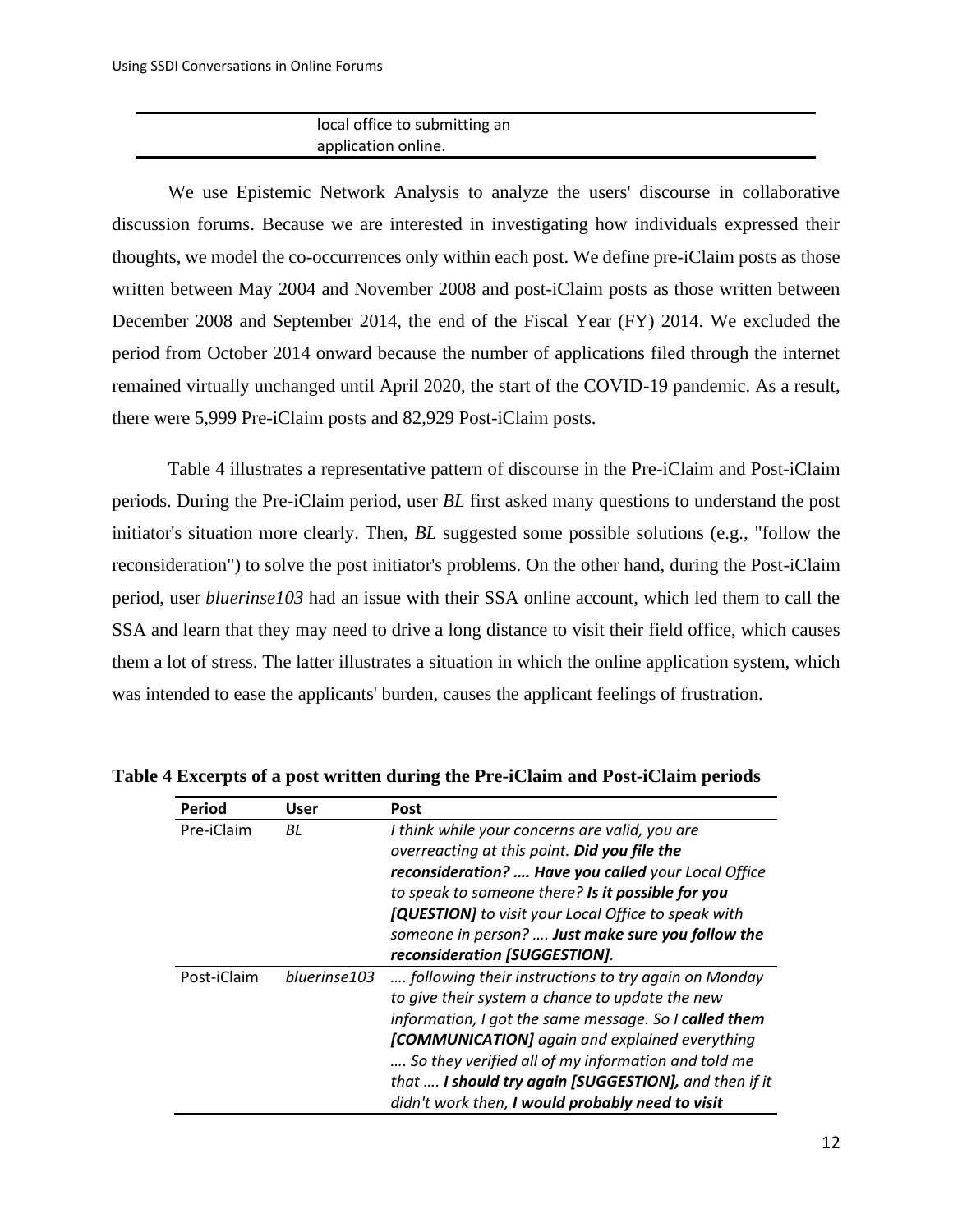| | local office to submitting an application online. | |
|---|---|---|

We use Epistemic Network Analysis to analyze the users' discourse in collaborative discussion forums. Because we are interested in investigating how individuals expressed their thoughts, we model the co-occurrences only within each post. We define pre-iClaim posts as those written between May 2004 and November 2008 and post-iClaim posts as those written between December 2008 and September 2014, the end of the Fiscal Year (FY) 2014. We excluded the period from October 2014 onward because the number of applications filed through the internet remained virtually unchanged until April 2020, the start of the COVID-19 pandemic. As a result, there were 5,999 Pre-iClaim posts and 82,929 Post-iClaim posts.

Table 4 illustrates a representative pattern of discourse in the Pre-iClaim and Post-iClaim periods. During the Pre-iClaim period, user *BL* first asked many questions to understand the post initiator's situation more clearly. Then, *BL* suggested some possible solutions (e.g., "follow the reconsideration") to solve the post initiator's problems. On the other hand, during the Post-iClaim period, user *bluerinse103* had an issue with their SSA online account, which led them to call the SSA and learn that they may need to drive a long distance to visit their field office, which causes them a lot of stress. The latter illustrates a situation in which the online application system, which was intended to ease the applicants' burden, causes the applicant feelings of frustration.

**Table 4 Excerpts of a post written during the Pre-iClaim and Post-iClaim periods**

| Period | User | Post |
|---|---|---|
| Pre-iClaim | *BL* | *I think while your concerns are valid, you are overreacting at this point.* ***Did you file the reconsideration? …. Have you called*** *your Local Office to speak to someone there?* ***Is it possible for you [QUESTION]*** *to visit your Local Office to speak with someone in person? ….* ***Just make sure you follow the reconsideration [SUGGESTION]****.* |
| Post-iClaim | *bluerinse103* | *…. following their instructions to try again on Monday to give their system a chance to update the new information, I got the same message. So I* ***called them [COMMUNICATION]*** *again and explained everything …. So they verified all of my information and told me that ….* ***I should try again [SUGGESTION],*** *and then if it didn't work then,* ***I would probably need to visit*** |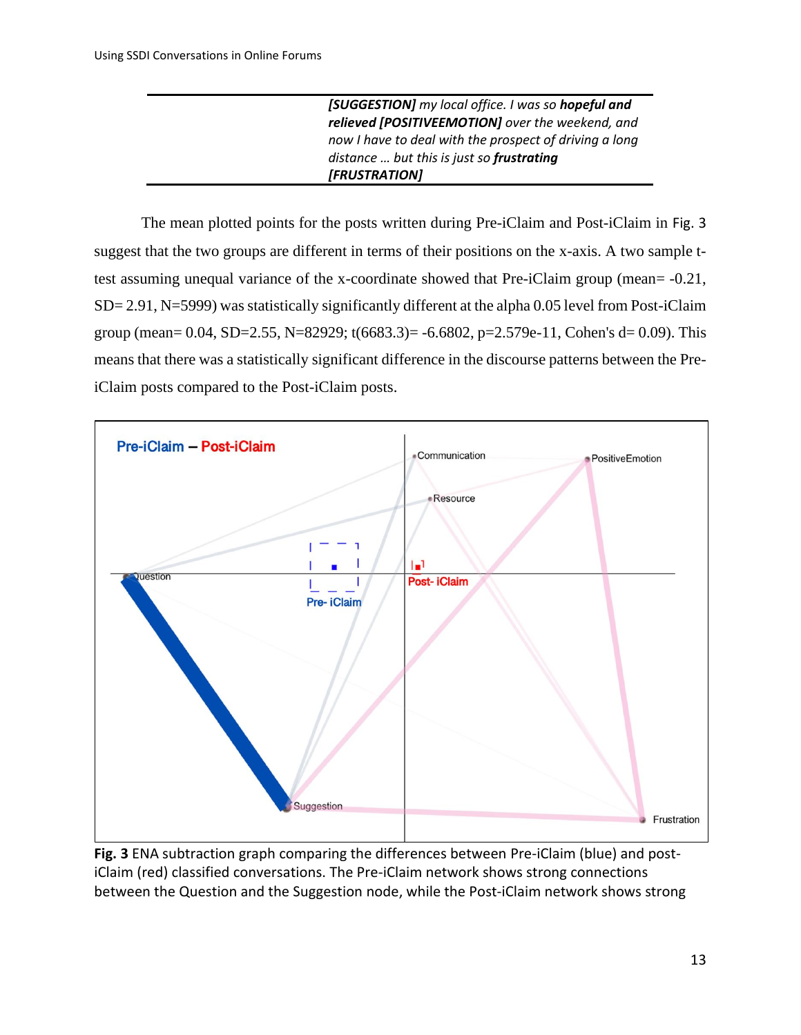| | |
|---|---|
| | ***[SUGGESTION]*** *my local office. I was so* ***hopeful and relieved [POSITIVEEMOTION]*** *over the weekend, and now I have to deal with the prospect of driving a long distance … but this is just so* ***frustrating [FRUSTRATION]*** |

The mean plotted points for the posts written during Pre-iClaim and Post-iClaim in Fig. 3 suggest that the two groups are different in terms of their positions on the x-axis. A two sample t-test assuming unequal variance of the x-coordinate showed that Pre-iClaim group (mean= -0.21, SD= 2.91, N=5999) was statistically significantly different at the alpha 0.05 level from Post-iClaim group (mean= 0.04, SD=2.55, N=82929; t(6683.3)= -6.6802, p=2.579e-11, Cohen's d= 0.09). This means that there was a statistically significant difference in the discourse patterns between the Pre-iClaim posts compared to the Post-iClaim posts.

**Fig. 3** ENA subtraction graph comparing the differences between Pre-iClaim (blue) and post-iClaim (red) classified conversations. The Pre-iClaim network shows strong connections between the Question and the Suggestion node, while the Post-iClaim network shows strong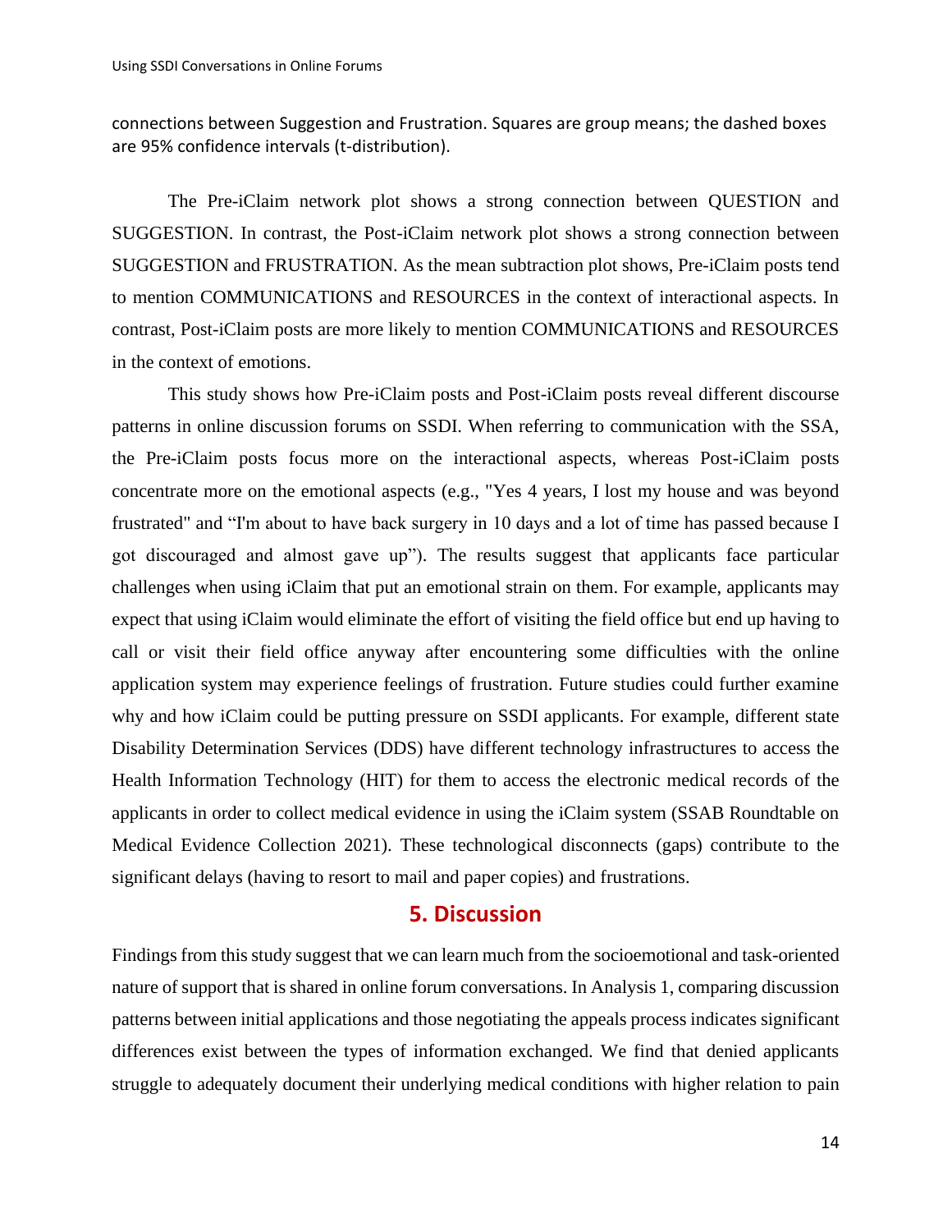connections between Suggestion and Frustration. Squares are group means; the dashed boxes are 95% confidence intervals (t-distribution).

The Pre-iClaim network plot shows a strong connection between QUESTION and SUGGESTION. In contrast, the Post-iClaim network plot shows a strong connection between SUGGESTION and FRUSTRATION. As the mean subtraction plot shows, Pre-iClaim posts tend to mention COMMUNICATIONS and RESOURCES in the context of interactional aspects. In contrast, Post-iClaim posts are more likely to mention COMMUNICATIONS and RESOURCES in the context of emotions.

This study shows how Pre-iClaim posts and Post-iClaim posts reveal different discourse patterns in online discussion forums on SSDI. When referring to communication with the SSA, the Pre-iClaim posts focus more on the interactional aspects, whereas Post-iClaim posts concentrate more on the emotional aspects (e.g., "Yes 4 years, I lost my house and was beyond frustrated" and "I'm about to have back surgery in 10 days and a lot of time has passed because I got discouraged and almost gave up"). The results suggest that applicants face particular challenges when using iClaim that put an emotional strain on them. For example, applicants may expect that using iClaim would eliminate the effort of visiting the field office but end up having to call or visit their field office anyway after encountering some difficulties with the online application system may experience feelings of frustration. Future studies could further examine why and how iClaim could be putting pressure on SSDI applicants. For example, different state Disability Determination Services (DDS) have different technology infrastructures to access the Health Information Technology (HIT) for them to access the electronic medical records of the applicants in order to collect medical evidence in using the iClaim system (SSAB Roundtable on Medical Evidence Collection 2021). These technological disconnects (gaps) contribute to the significant delays (having to resort to mail and paper copies) and frustrations.

## 5. Discussion

Findings from this study suggest that we can learn much from the socioemotional and task-oriented nature of support that is shared in online forum conversations. In Analysis 1, comparing discussion patterns between initial applications and those negotiating the appeals process indicates significant differences exist between the types of information exchanged. We find that denied applicants struggle to adequately document their underlying medical conditions with higher relation to pain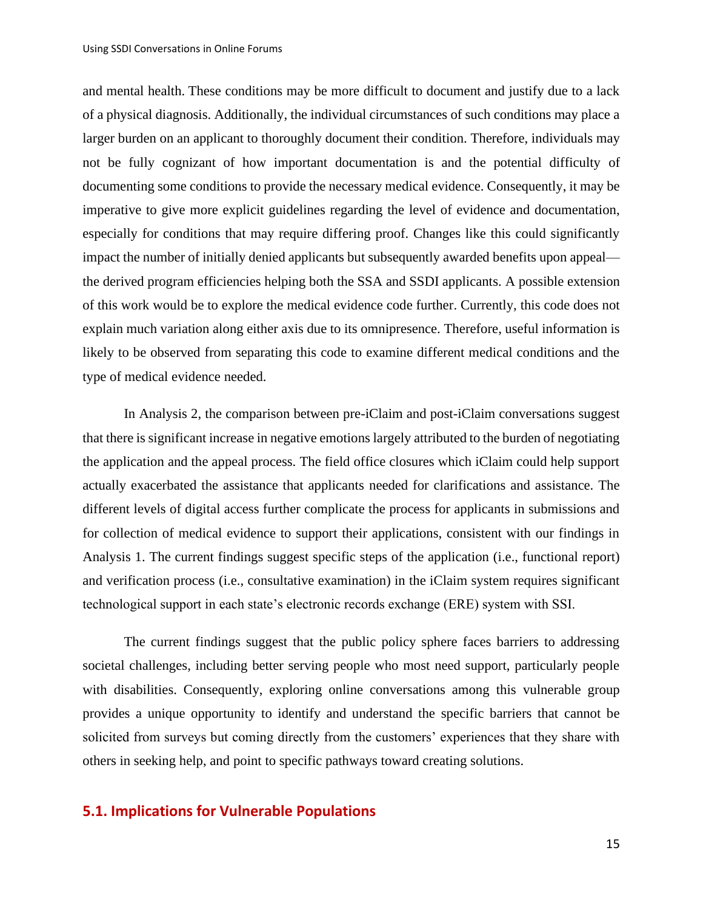and mental health. These conditions may be more difficult to document and justify due to a lack of a physical diagnosis. Additionally, the individual circumstances of such conditions may place a larger burden on an applicant to thoroughly document their condition. Therefore, individuals may not be fully cognizant of how important documentation is and the potential difficulty of documenting some conditions to provide the necessary medical evidence. Consequently, it may be imperative to give more explicit guidelines regarding the level of evidence and documentation, especially for conditions that may require differing proof. Changes like this could significantly impact the number of initially denied applicants but subsequently awarded benefits upon appeal—the derived program efficiencies helping both the SSA and SSDI applicants. A possible extension of this work would be to explore the medical evidence code further. Currently, this code does not explain much variation along either axis due to its omnipresence. Therefore, useful information is likely to be observed from separating this code to examine different medical conditions and the type of medical evidence needed.

In Analysis 2, the comparison between pre-iClaim and post-iClaim conversations suggest that there is significant increase in negative emotions largely attributed to the burden of negotiating the application and the appeal process. The field office closures which iClaim could help support actually exacerbated the assistance that applicants needed for clarifications and assistance. The different levels of digital access further complicate the process for applicants in submissions and for collection of medical evidence to support their applications, consistent with our findings in Analysis 1. The current findings suggest specific steps of the application (i.e., functional report) and verification process (i.e., consultative examination) in the iClaim system requires significant technological support in each state's electronic records exchange (ERE) system with SSI.

The current findings suggest that the public policy sphere faces barriers to addressing societal challenges, including better serving people who most need support, particularly people with disabilities. Consequently, exploring online conversations among this vulnerable group provides a unique opportunity to identify and understand the specific barriers that cannot be solicited from surveys but coming directly from the customers' experiences that they share with others in seeking help, and point to specific pathways toward creating solutions.

## 5.1. Implications for Vulnerable Populations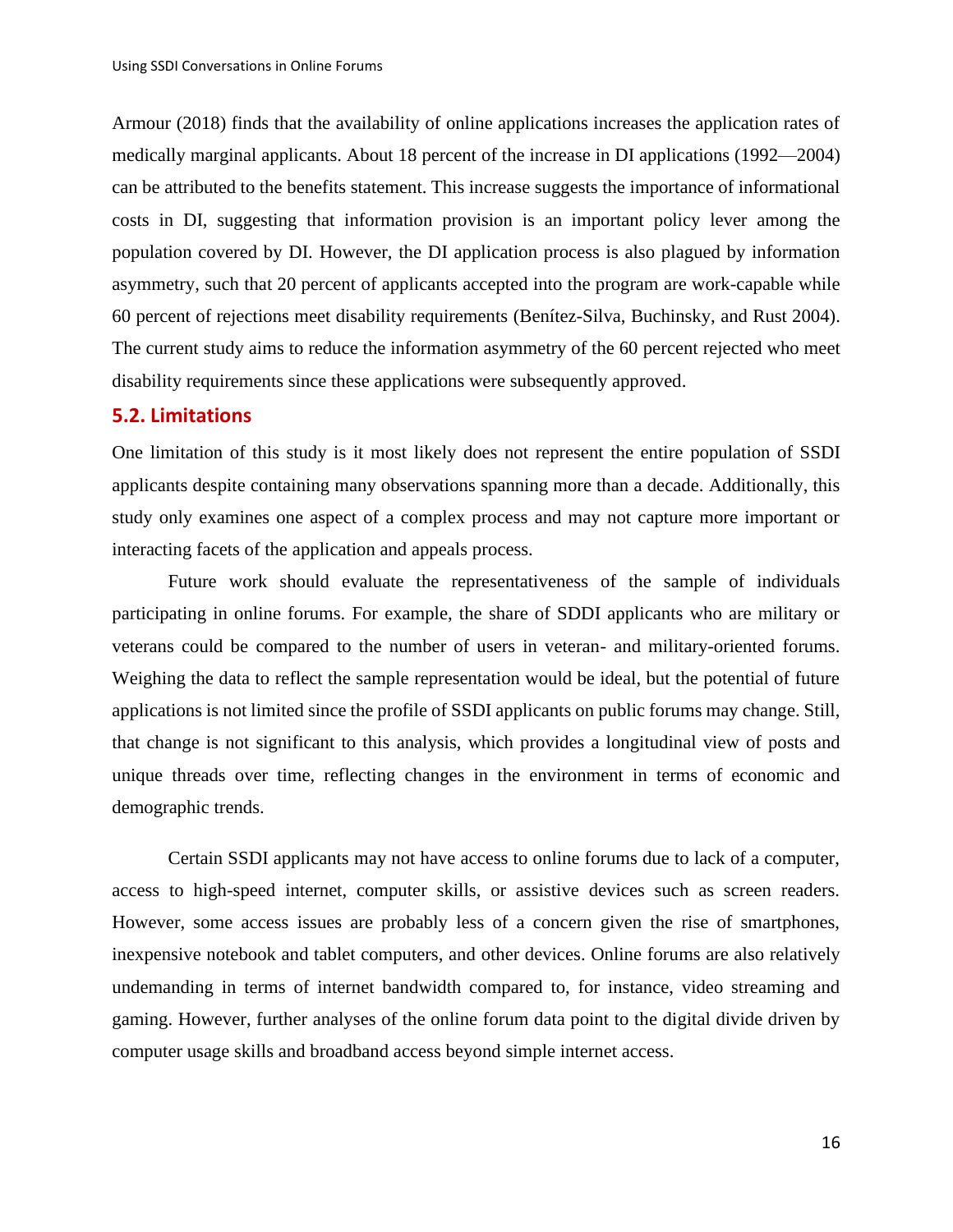Armour (2018) finds that the availability of online applications increases the application rates of medically marginal applicants. About 18 percent of the increase in DI applications (1992—2004) can be attributed to the benefits statement. This increase suggests the importance of informational costs in DI, suggesting that information provision is an important policy lever among the population covered by DI. However, the DI application process is also plagued by information asymmetry, such that 20 percent of applicants accepted into the program are work-capable while 60 percent of rejections meet disability requirements (Benítez-Silva, Buchinsky, and Rust 2004). The current study aims to reduce the information asymmetry of the 60 percent rejected who meet disability requirements since these applications were subsequently approved.

## 5.2. Limitations

One limitation of this study is it most likely does not represent the entire population of SSDI applicants despite containing many observations spanning more than a decade. Additionally, this study only examines one aspect of a complex process and may not capture more important or interacting facets of the application and appeals process.

Future work should evaluate the representativeness of the sample of individuals participating in online forums. For example, the share of SDDI applicants who are military or veterans could be compared to the number of users in veteran- and military-oriented forums. Weighing the data to reflect the sample representation would be ideal, but the potential of future applications is not limited since the profile of SSDI applicants on public forums may change. Still, that change is not significant to this analysis, which provides a longitudinal view of posts and unique threads over time, reflecting changes in the environment in terms of economic and demographic trends.

Certain SSDI applicants may not have access to online forums due to lack of a computer, access to high-speed internet, computer skills, or assistive devices such as screen readers. However, some access issues are probably less of a concern given the rise of smartphones, inexpensive notebook and tablet computers, and other devices. Online forums are also relatively undemanding in terms of internet bandwidth compared to, for instance, video streaming and gaming. However, further analyses of the online forum data point to the digital divide driven by computer usage skills and broadband access beyond simple internet access.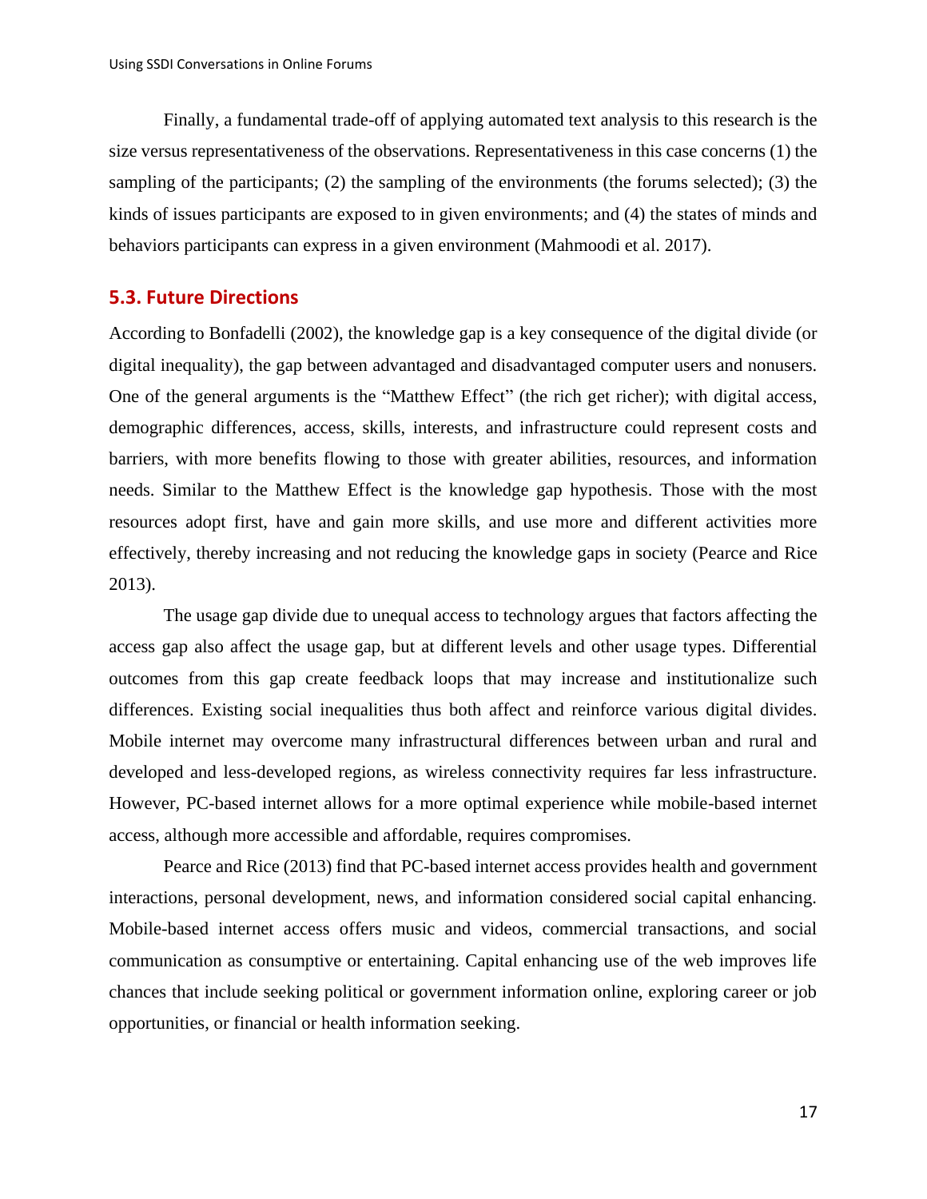Finally, a fundamental trade-off of applying automated text analysis to this research is the size versus representativeness of the observations. Representativeness in this case concerns (1) the sampling of the participants; (2) the sampling of the environments (the forums selected); (3) the kinds of issues participants are exposed to in given environments; and (4) the states of minds and behaviors participants can express in a given environment (Mahmoodi et al. 2017).

## 5.3. Future Directions

According to Bonfadelli (2002), the knowledge gap is a key consequence of the digital divide (or digital inequality), the gap between advantaged and disadvantaged computer users and nonusers. One of the general arguments is the "Matthew Effect" (the rich get richer); with digital access, demographic differences, access, skills, interests, and infrastructure could represent costs and barriers, with more benefits flowing to those with greater abilities, resources, and information needs. Similar to the Matthew Effect is the knowledge gap hypothesis. Those with the most resources adopt first, have and gain more skills, and use more and different activities more effectively, thereby increasing and not reducing the knowledge gaps in society (Pearce and Rice 2013).

The usage gap divide due to unequal access to technology argues that factors affecting the access gap also affect the usage gap, but at different levels and other usage types. Differential outcomes from this gap create feedback loops that may increase and institutionalize such differences. Existing social inequalities thus both affect and reinforce various digital divides. Mobile internet may overcome many infrastructural differences between urban and rural and developed and less-developed regions, as wireless connectivity requires far less infrastructure. However, PC-based internet allows for a more optimal experience while mobile-based internet access, although more accessible and affordable, requires compromises.

Pearce and Rice (2013) find that PC-based internet access provides health and government interactions, personal development, news, and information considered social capital enhancing. Mobile-based internet access offers music and videos, commercial transactions, and social communication as consumptive or entertaining. Capital enhancing use of the web improves life chances that include seeking political or government information online, exploring career or job opportunities, or financial or health information seeking.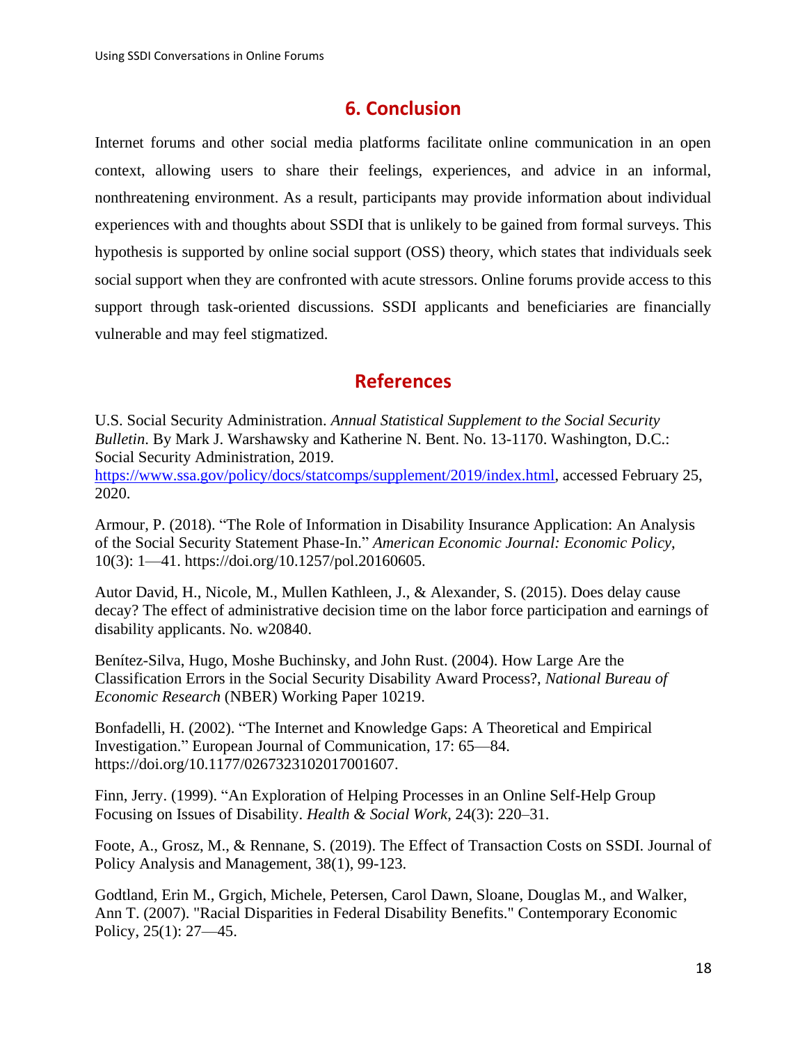## 6. Conclusion

Internet forums and other social media platforms facilitate online communication in an open context, allowing users to share their feelings, experiences, and advice in an informal, nonthreatening environment. As a result, participants may provide information about individual experiences with and thoughts about SSDI that is unlikely to be gained from formal surveys. This hypothesis is supported by online social support (OSS) theory, which states that individuals seek social support when they are confronted with acute stressors. Online forums provide access to this support through task-oriented discussions. SSDI applicants and beneficiaries are financially vulnerable and may feel stigmatized.

## References

U.S. Social Security Administration. *Annual Statistical Supplement to the Social Security Bulletin*. By Mark J. Warshawsky and Katherine N. Bent. No. 13-1170. Washington, D.C.: Social Security Administration, 2019. https://www.ssa.gov/policy/docs/statcomps/supplement/2019/index.html, accessed February 25, 2020.

Armour, P. (2018). "The Role of Information in Disability Insurance Application: An Analysis of the Social Security Statement Phase-In." *American Economic Journal: Economic Policy*, 10(3): 1—41. https://doi.org/10.1257/pol.20160605.

Autor David, H., Nicole, M., Mullen Kathleen, J., & Alexander, S. (2015). Does delay cause decay? The effect of administrative decision time on the labor force participation and earnings of disability applicants. No. w20840.

Benítez-Silva, Hugo, Moshe Buchinsky, and John Rust. (2004). How Large Are the Classification Errors in the Social Security Disability Award Process?, *National Bureau of Economic Research* (NBER) Working Paper 10219.

Bonfadelli, H. (2002). "The Internet and Knowledge Gaps: A Theoretical and Empirical Investigation." European Journal of Communication, 17: 65—84. https://doi.org/10.1177/0267323102017001607.

Finn, Jerry. (1999). "An Exploration of Helping Processes in an Online Self-Help Group Focusing on Issues of Disability. *Health & Social Work*, 24(3): 220–31.

Foote, A., Grosz, M., & Rennane, S. (2019). The Effect of Transaction Costs on SSDI. Journal of Policy Analysis and Management, 38(1), 99-123.

Godtland, Erin M., Grgich, Michele, Petersen, Carol Dawn, Sloane, Douglas M., and Walker, Ann T. (2007). "Racial Disparities in Federal Disability Benefits." Contemporary Economic Policy, 25(1): 27—45.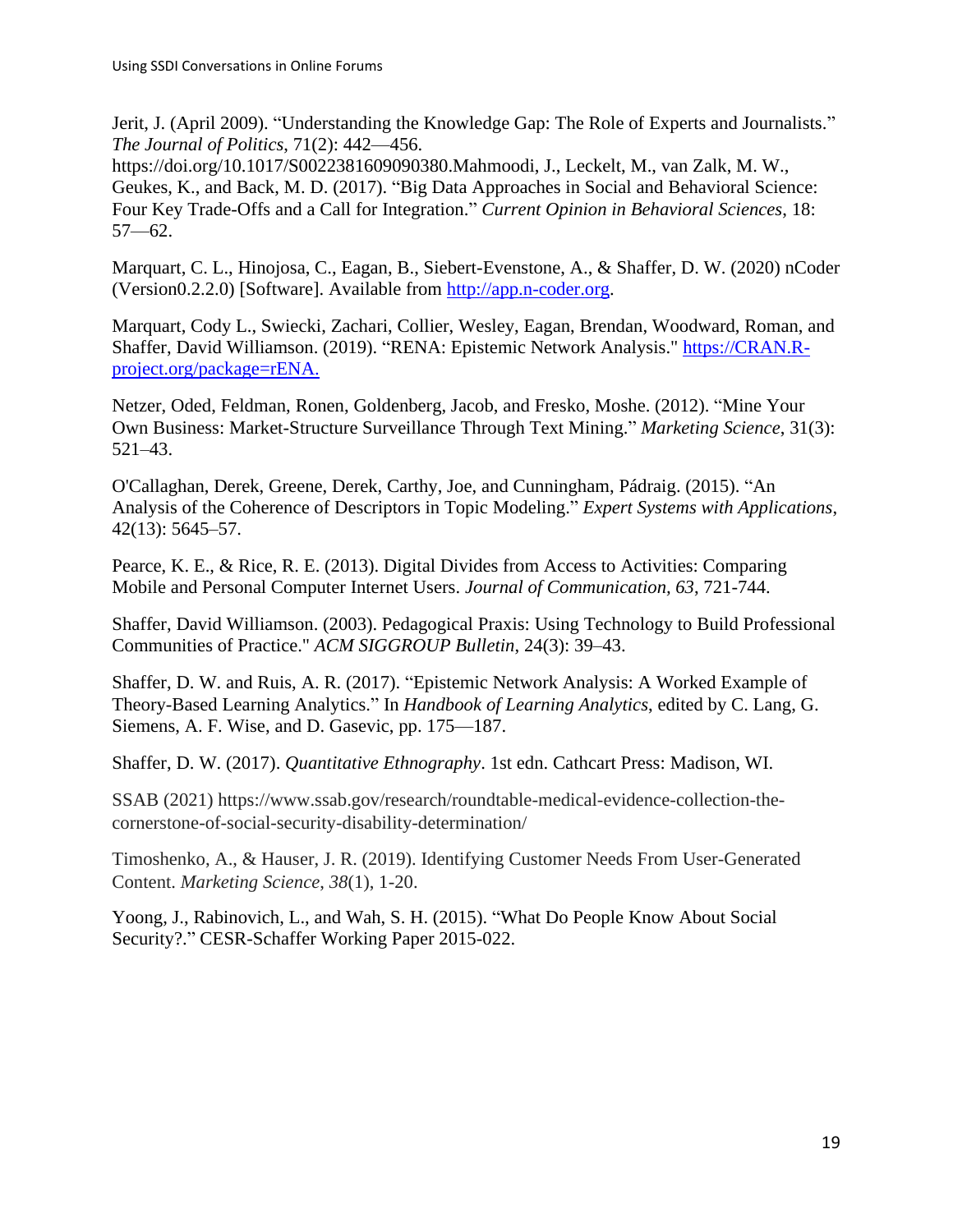Jerit, J. (April 2009). "Understanding the Knowledge Gap: The Role of Experts and Journalists." *The Journal of Politics*, 71(2): 442—456. https://doi.org/10.1017/S0022381609090380.Mahmoodi, J., Leckelt, M., van Zalk, M. W., Geukes, K., and Back, M. D. (2017). "Big Data Approaches in Social and Behavioral Science: Four Key Trade-Offs and a Call for Integration." *Current Opinion in Behavioral Sciences*, 18: 57—62.

Marquart, C. L., Hinojosa, C., Eagan, B., Siebert-Evenstone, A., & Shaffer, D. W. (2020) nCoder (Version0.2.2.0) [Software]. Available from http://app.n-coder.org.

Marquart, Cody L., Swiecki, Zachari, Collier, Wesley, Eagan, Brendan, Woodward, Roman, and Shaffer, David Williamson. (2019). "RENA: Epistemic Network Analysis." https://CRAN.R-project.org/package=rENA.

Netzer, Oded, Feldman, Ronen, Goldenberg, Jacob, and Fresko, Moshe. (2012). "Mine Your Own Business: Market-Structure Surveillance Through Text Mining." *Marketing Science*, 31(3): 521–43.

O'Callaghan, Derek, Greene, Derek, Carthy, Joe, and Cunningham, Pádraig. (2015). "An Analysis of the Coherence of Descriptors in Topic Modeling." *Expert Systems with Applications*, 42(13): 5645–57.

Pearce, K. E., & Rice, R. E. (2013). Digital Divides from Access to Activities: Comparing Mobile and Personal Computer Internet Users. *Journal of Communication*, *63*, 721-744.

Shaffer, David Williamson. (2003). Pedagogical Praxis: Using Technology to Build Professional Communities of Practice." *ACM SIGGROUP Bulletin*, 24(3): 39–43.

Shaffer, D. W. and Ruis, A. R. (2017). "Epistemic Network Analysis: A Worked Example of Theory-Based Learning Analytics." In *Handbook of Learning Analytics*, edited by C. Lang, G. Siemens, A. F. Wise, and D. Gasevic, pp. 175—187.

Shaffer, D. W. (2017). *Quantitative Ethnography*. 1st edn. Cathcart Press: Madison, WI.

SSAB (2021) https://www.ssab.gov/research/roundtable-medical-evidence-collection-the-cornerstone-of-social-security-disability-determination/

Timoshenko, A., & Hauser, J. R. (2019). Identifying Customer Needs From User-Generated Content. *Marketing Science*, *38*(1), 1-20.

Yoong, J., Rabinovich, L., and Wah, S. H. (2015). "What Do People Know About Social Security?." CESR-Schaffer Working Paper 2015-022.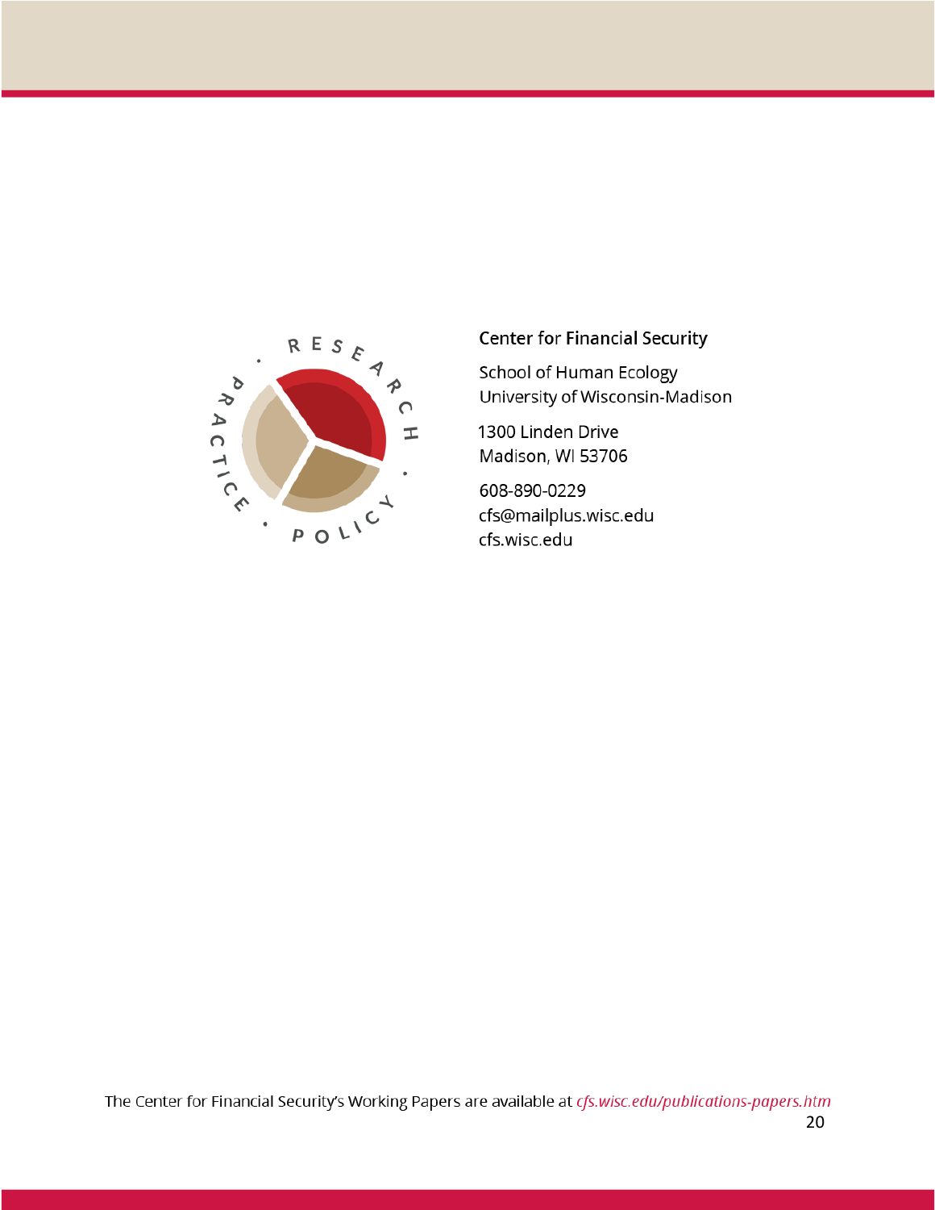**Center for Financial Security**

School of Human Ecology
University of Wisconsin-Madison

1300 Linden Drive
Madison, WI 53706

608-890-0229
cfs@mailplus.wisc.edu
cfs.wisc.edu

The Center for Financial Security's Working Papers are available at *cfs.wisc.edu/publications-papers.htm*